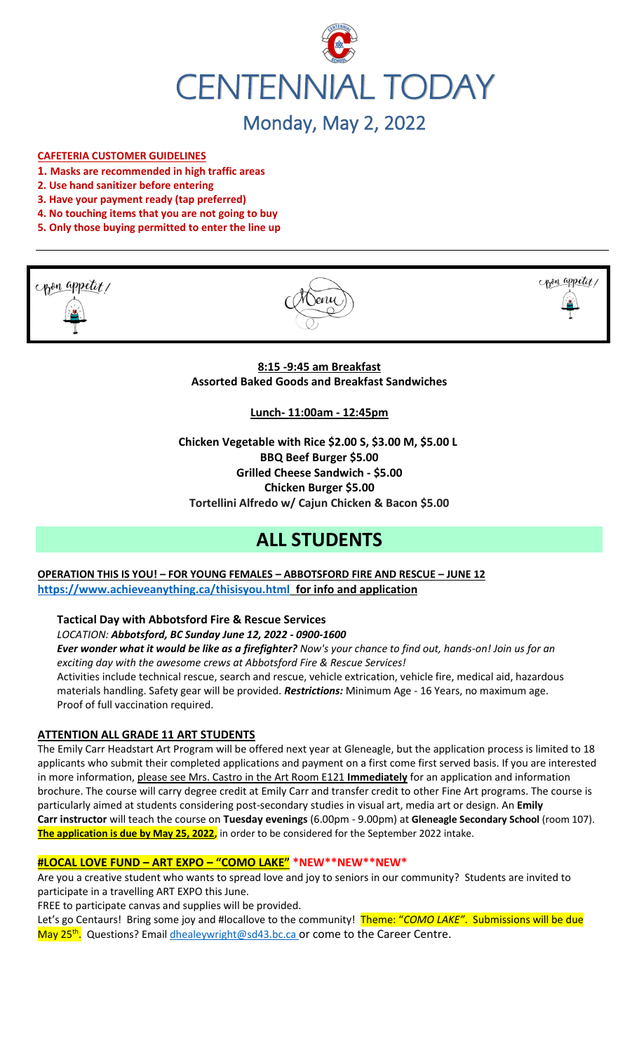# CENTENNIAL TODAY

## Monday, May 2, 2022

**CAFETERIA CUSTOMER GUIDELINES**

1. **Masks are recommended in high traffic areas**
2. **Use hand sanitizer before entering**
3. **Have your payment ready (tap preferred)**
4. **No touching items that you are not going to buy**
5. **Only those buying permitted to enter the line up**

Bon appetit! Menu Bon appetit!

**8:15 -9:45 am Breakfast**
**Assorted Baked Goods and Breakfast Sandwiches**

**Lunch- 11:00am - 12:45pm**

**Chicken Vegetable with Rice $2.00 S, $3.00 M, $5.00 L**
**BBQ Beef Burger $5.00**
**Grilled Cheese Sandwich - $5.00**
**Chicken Burger $5.00**
**Tortellini Alfredo w/ Cajun Chicken & Bacon $5.00**

# ALL STUDENTS

**OPERATION THIS IS YOU! – FOR YOUNG FEMALES – ABBOTSFORD FIRE AND RESCUE – JUNE 12**
**https://www.achieveanything.ca/thisisyou.html for info and application**

**Tactical Day with Abbotsford Fire & Rescue Services**

*LOCATION: **Abbotsford, BC Sunday June 12, 2022 - 0900-1600***

***Ever wonder what it would be like as a firefighter?** Now's your chance to find out, hands-on! Join us for an exciting day with the awesome crews at Abbotsford Fire & Rescue Services!*

Activities include technical rescue, search and rescue, vehicle extrication, vehicle fire, medical aid, hazardous materials handling. Safety gear will be provided. ***Restrictions:*** Minimum Age - 16 Years, no maximum age. Proof of full vaccination required.

**ATTENTION ALL GRADE 11 ART STUDENTS**

The Emily Carr Headstart Art Program will be offered next year at Gleneagle, but the application process is limited to 18 applicants who submit their completed applications and payment on a first come first served basis. If you are interested in more information, please see Mrs. Castro in the Art Room E121 **Immediately** for an application and information brochure. The course will carry degree credit at Emily Carr and transfer credit to other Fine Art programs. The course is particularly aimed at students considering post-secondary studies in visual art, media art or design. An **Emily Carr instructor** will teach the course on **Tuesday evenings** (6.00pm - 9.00pm) at **Gleneagle Secondary School** (room 107). **The application is due by May 25, 2022,** in order to be considered for the September 2022 intake.

**#LOCAL LOVE FUND – ART EXPO – "COMO LAKE" \*NEW\*\*NEW\*\*NEW\***

Are you a creative student who wants to spread love and joy to seniors in our community? Students are invited to participate in a travelling ART EXPO this June.

FREE to participate canvas and supplies will be provided.

Let's go Centaurs! Bring some joy and #locallove to the community! Theme: "*COMO LAKE*". Submissions will be due May 25th. Questions? Email dhealeywright@sd43.bc.ca or come to the Career Centre.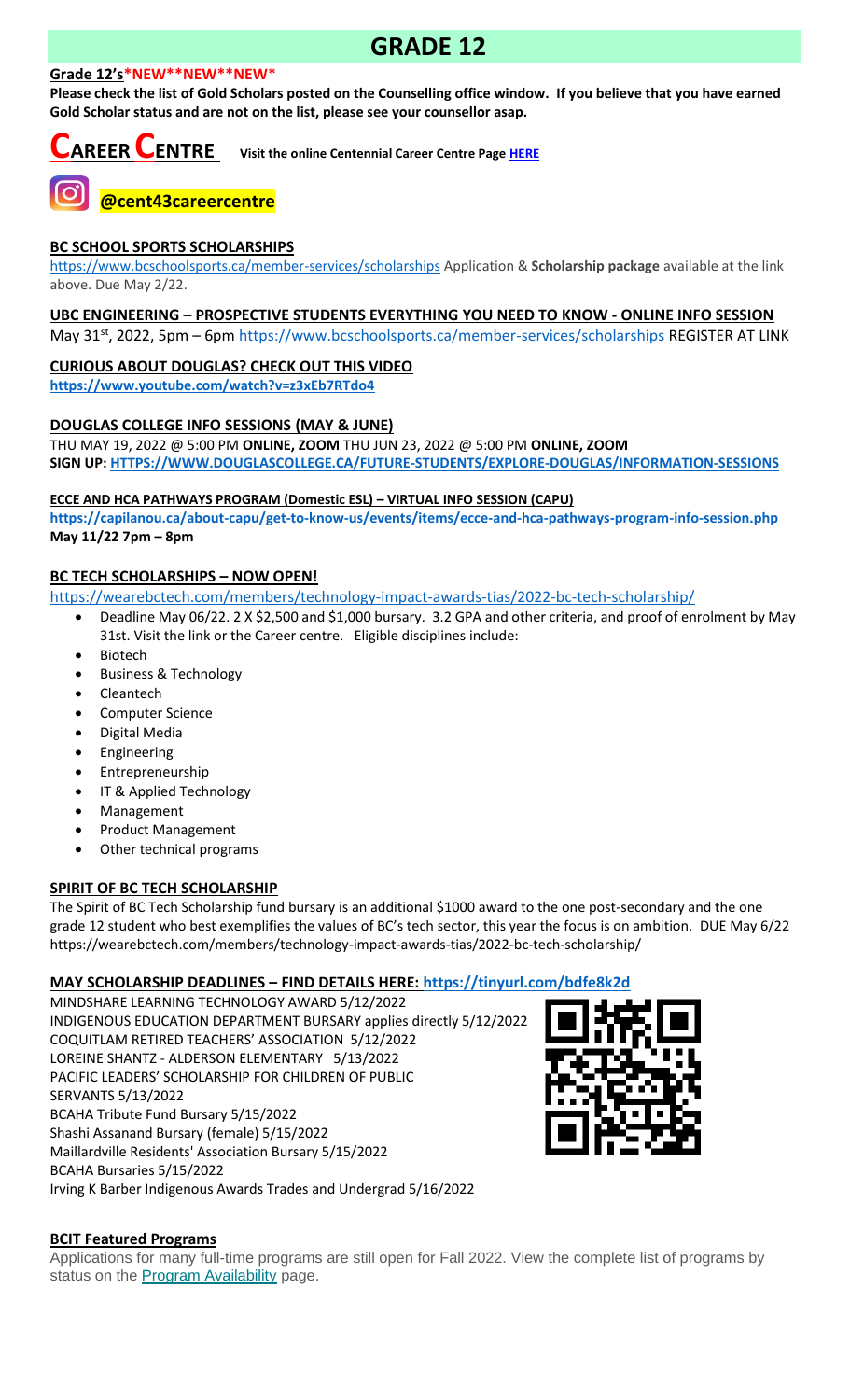# GRADE 12

**Grade 12's*NEW**NEW**NEW***

**Please check the list of Gold Scholars posted on the Counselling office window. If you believe that you have earned Gold Scholar status and are not on the list, please see your counsellor asap.**

## CAREER CENTRE

**Visit the online Centennial Career Centre Page HERE**

**@cent43careercentre**

### BC SCHOOL SPORTS SCHOLARSHIPS

https://www.bcschoolsports.ca/member-services/scholarships Application & **Scholarship package** available at the link above. Due May 2/22.

### UBC ENGINEERING – PROSPECTIVE STUDENTS EVERYTHING YOU NEED TO KNOW - ONLINE INFO SESSION

May 31st, 2022, 5pm – 6pm https://www.bcschoolsports.ca/member-services/scholarships REGISTER AT LINK

### CURIOUS ABOUT DOUGLAS? CHECK OUT THIS VIDEO

**https://www.youtube.com/watch?v=z3xEb7RTdo4**

### DOUGLAS COLLEGE INFO SESSIONS (MAY & JUNE)

THU MAY 19, 2022 @ 5:00 PM **ONLINE, ZOOM** THU JUN 23, 2022 @ 5:00 PM **ONLINE, ZOOM**
**SIGN UP: HTTPS://WWW.DOUGLASCOLLEGE.CA/FUTURE-STUDENTS/EXPLORE-DOUGLAS/INFORMATION-SESSIONS**

### ECCE AND HCA PATHWAYS PROGRAM (Domestic ESL) – VIRTUAL INFO SESSION (CAPU)

**https://capilanou.ca/about-capu/get-to-know-us/events/items/ecce-and-hca-pathways-program-info-session.php**
**May 11/22 7pm – 8pm**

### BC TECH SCHOLARSHIPS – NOW OPEN!

https://wearebctech.com/members/technology-impact-awards-tias/2022-bc-tech-scholarship/

- Deadline May 06/22. 2 X $2,500 and $1,000 bursary. 3.2 GPA and other criteria, and proof of enrolment by May 31st. Visit the link or the Career centre. Eligible disciplines include:
- Biotech
- Business & Technology
- Cleantech
- Computer Science
- Digital Media
- Engineering
- Entrepreneurship
- IT & Applied Technology
- Management
- Product Management
- Other technical programs

### SPIRIT OF BC TECH SCHOLARSHIP

The Spirit of BC Tech Scholarship fund bursary is an additional $1000 award to the one post-secondary and the one grade 12 student who best exemplifies the values of BC's tech sector, this year the focus is on ambition. DUE May 6/22 https://wearebctech.com/members/technology-impact-awards-tias/2022-bc-tech-scholarship/

### MAY SCHOLARSHIP DEADLINES – FIND DETAILS HERE: https://tinyurl.com/bdfe8k2d

MINDSHARE LEARNING TECHNOLOGY AWARD 5/12/2022
INDIGENOUS EDUCATION DEPARTMENT BURSARY applies directly 5/12/2022
COQUITLAM RETIRED TEACHERS' ASSOCIATION 5/12/2022
LOREINE SHANTZ - ALDERSON ELEMENTARY 5/13/2022
PACIFIC LEADERS' SCHOLARSHIP FOR CHILDREN OF PUBLIC SERVANTS 5/13/2022
BCAHA Tribute Fund Bursary 5/15/2022
Shashi Assanand Bursary (female) 5/15/2022
Maillardville Residents' Association Bursary 5/15/2022
BCAHA Bursaries 5/15/2022
Irving K Barber Indigenous Awards Trades and Undergrad 5/16/2022

### BCIT Featured Programs

Applications for many full-time programs are still open for Fall 2022. View the complete list of programs by status on the Program Availability page.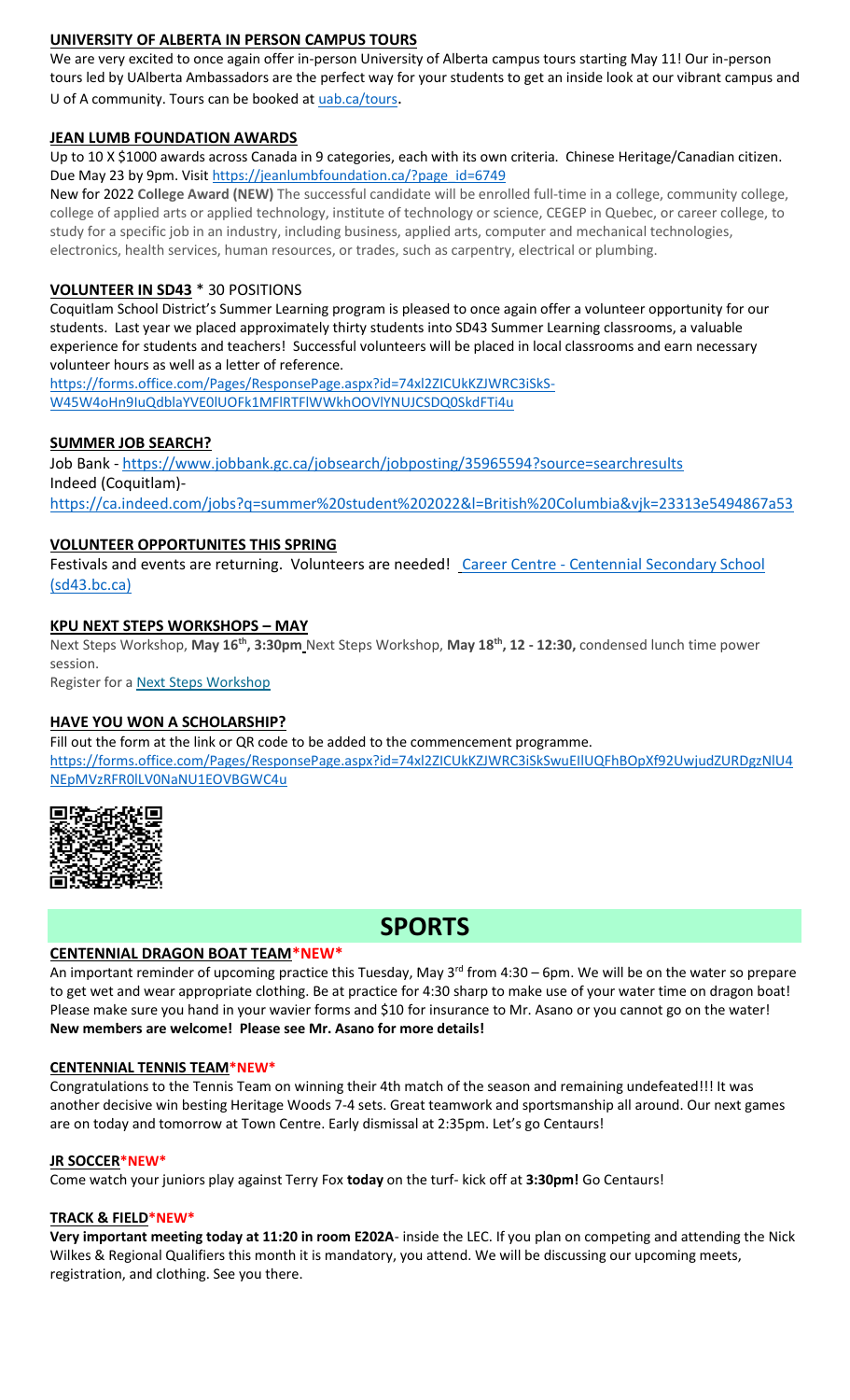## UNIVERSITY OF ALBERTA IN PERSON CAMPUS TOURS

We are very excited to once again offer in-person University of Alberta campus tours starting May 11! Our in-person tours led by UAlberta Ambassadors are the perfect way for your students to get an inside look at our vibrant campus and U of A community. Tours can be booked at uab.ca/tours.

## JEAN LUMB FOUNDATION AWARDS

Up to 10 X $1000 awards across Canada in 9 categories, each with its own criteria. Chinese Heritage/Canadian citizen. Due May 23 by 9pm. Visit https://jeanlumbfoundation.ca/?page_id=6749

New for 2022 **College Award (NEW)** The successful candidate will be enrolled full-time in a college, community college, college of applied arts or applied technology, institute of technology or science, CEGEP in Quebec, or career college, to study for a specific job in an industry, including business, applied arts, computer and mechanical technologies, electronics, health services, human resources, or trades, such as carpentry, electrical or plumbing.

## VOLUNTEER IN SD43 * 30 POSITIONS

Coquitlam School District's Summer Learning program is pleased to once again offer a volunteer opportunity for our students. Last year we placed approximately thirty students into SD43 Summer Learning classrooms, a valuable experience for students and teachers! Successful volunteers will be placed in local classrooms and earn necessary volunteer hours as well as a letter of reference.

https://forms.office.com/Pages/ResponsePage.aspx?id=74xl2ZICUkKZJWRC3iSkS-W45W4oHn9IuQdbIaYVE0lUOFk1MFlRTFlWWkhOOVlYNUJCSDQ0SkdFTi4u

## SUMMER JOB SEARCH?

Job Bank - https://www.jobbank.gc.ca/jobsearch/jobposting/35965594?source=searchresults

Indeed (Coquitlam)-

https://ca.indeed.com/jobs?q=summer%20student%202022&l=British%20Columbia&vjk=23313e5494867a53

## VOLUNTEER OPPORTUNITES THIS SPRING

Festivals and events are returning. Volunteers are needed! Career Centre - Centennial Secondary School (sd43.bc.ca)

## KPU NEXT STEPS WORKSHOPS – MAY

Next Steps Workshop, **May 16th, 3:30pm** Next Steps Workshop, **May 18th, 12 - 12:30,** condensed lunch time power session.

Register for a Next Steps Workshop

## HAVE YOU WON A SCHOLARSHIP?

Fill out the form at the link or QR code to be added to the commencement programme.

https://forms.office.com/Pages/ResponsePage.aspx?id=74xl2ZICUkKZJWRC3iSkSwuEIlUQFhBOpXf92UwjudZURDgzNlU4NEpMVzRFR0lLV0NaNU1EOVBGWC4u

# SPORTS

## CENTENNIAL DRAGON BOAT TEAM*NEW*

An important reminder of upcoming practice this Tuesday, May 3rd from 4:30 – 6pm. We will be on the water so prepare to get wet and wear appropriate clothing. Be at practice for 4:30 sharp to make use of your water time on dragon boat! Please make sure you hand in your wavier forms and $10 for insurance to Mr. Asano or you cannot go on the water! **New members are welcome! Please see Mr. Asano for more details!**

## CENTENNIAL TENNIS TEAM*NEW*

Congratulations to the Tennis Team on winning their 4th match of the season and remaining undefeated!!! It was another decisive win besting Heritage Woods 7-4 sets. Great teamwork and sportsmanship all around. Our next games are on today and tomorrow at Town Centre. Early dismissal at 2:35pm. Let's go Centaurs!

## JR SOCCER*NEW*

Come watch your juniors play against Terry Fox **today** on the turf- kick off at **3:30pm!** Go Centaurs!

## TRACK & FIELD*NEW*

**Very important meeting today at 11:20 in room E202A**- inside the LEC. If you plan on competing and attending the Nick Wilkes & Regional Qualifiers this month it is mandatory, you attend. We will be discussing our upcoming meets, registration, and clothing. See you there.